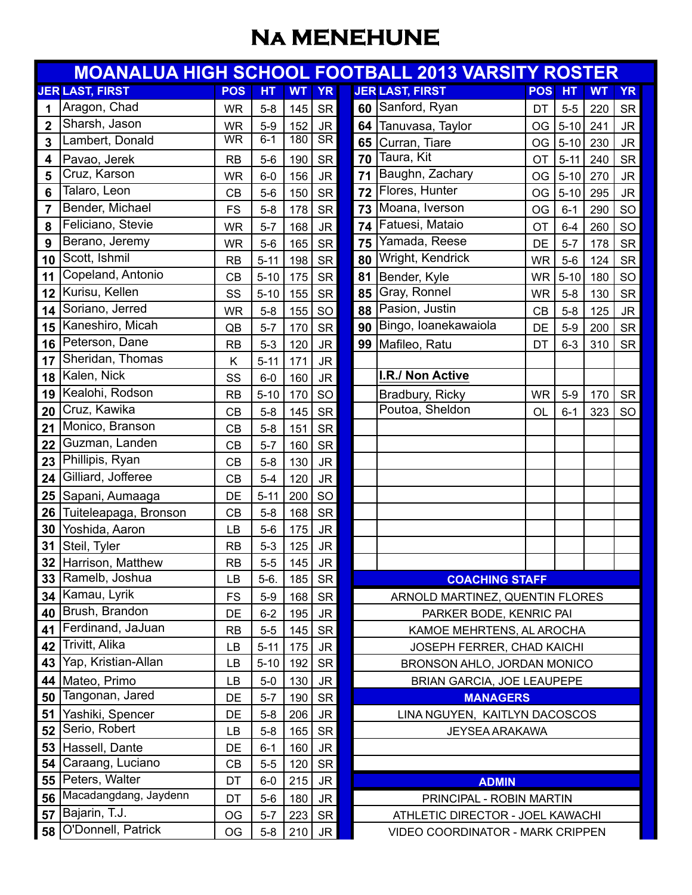# Na MENEHUNE

## MOANALUA HIGH SCHOOL FOOTBALL 2013 VARSITY ROSTER

| JER | LAST, FIRST | POS | HT | WT | YR |
|---|---|---|---|---|---|
| 1 | Aragon, Chad | WR | 5-8 | 145 | SR |
| 2 | Sharsh, Jason | WR | 5-9 | 152 | JR |
| 3 | Lambert, Donald | WR | 6-1 | 180 | SR |
| 4 | Pavao, Jerek | RB | 5-6 | 190 | SR |
| 5 | Cruz, Karson | WR | 6-0 | 156 | JR |
| 6 | Talaro, Leon | CB | 5-6 | 150 | SR |
| 7 | Bender, Michael | FS | 5-8 | 178 | SR |
| 8 | Feliciano, Stevie | WR | 5-7 | 168 | JR |
| 9 | Berano, Jeremy | WR | 5-6 | 165 | SR |
| 10 | Scott, Ishmil | RB | 5-11 | 198 | SR |
| 11 | Copeland, Antonio | CB | 5-10 | 175 | SR |
| 12 | Kurisu, Kellen | SS | 5-10 | 155 | SR |
| 14 | Soriano, Jerred | WR | 5-8 | 155 | SO |
| 15 | Kaneshiro, Micah | QB | 5-7 | 170 | SR |
| 16 | Peterson, Dane | RB | 5-3 | 120 | JR |
| 17 | Sheridan, Thomas | K | 5-11 | 171 | JR |
| 18 | Kalen, Nick | SS | 6-0 | 160 | JR |
| 19 | Kealohi, Rodson | RB | 5-10 | 170 | SO |
| 20 | Cruz, Kawika | CB | 5-8 | 145 | SR |
| 21 | Monico, Branson | CB | 5-8 | 151 | SR |
| 22 | Guzman, Landen | CB | 5-7 | 160 | SR |
| 23 | Phillipis, Ryan | CB | 5-8 | 130 | JR |
| 24 | Gilliard, Jofferee | CB | 5-4 | 120 | JR |
| 25 | Sapani, Aumaaga | DE | 5-11 | 200 | SO |
| 26 | Tuiteleapaga, Bronson | CB | 5-8 | 168 | SR |
| 30 | Yoshida, Aaron | LB | 5-6 | 175 | JR |
| 31 | Steil, Tyler | RB | 5-3 | 125 | JR |
| 32 | Harrison, Matthew | RB | 5-5 | 145 | JR |
| 33 | Ramelb, Joshua | LB | 5-6. | 185 | SR |
| 34 | Kamau, Lyrik | FS | 5-9 | 168 | SR |
| 40 | Brush, Brandon | DE | 6-2 | 195 | JR |
| 41 | Ferdinand, JaJuan | RB | 5-5 | 145 | SR |
| 42 | Trivitt, Alika | LB | 5-11 | 175 | JR |
| 43 | Yap, Kristian-Allan | LB | 5-10 | 192 | SR |
| 44 | Mateo, Primo | LB | 5-0 | 130 | JR |
| 50 | Tangonan, Jared | DE | 5-7 | 190 | SR |
| 51 | Yashiki, Spencer | DE | 5-8 | 206 | JR |
| 52 | Serio, Robert | LB | 5-8 | 165 | SR |
| 53 | Hassell, Dante | DE | 6-1 | 160 | JR |
| 54 | Caraang, Luciano | CB | 5-5 | 120 | SR |
| 55 | Peters, Walter | DT | 6-0 | 215 | JR |
| 56 | Macadangdang, Jaydenn | DT | 5-6 | 180 | JR |
| 57 | Bajarin, T.J. | OG | 5-7 | 223 | SR |
| 58 | O'Donnell, Patrick | OG | 5-8 | 210 | JR |
| 60 | Sanford, Ryan | DT | 5-5 | 220 | SR |
| 64 | Tanuvasa, Taylor | OG | 5-10 | 241 | JR |
| 65 | Curran, Tiare | OG | 5-10 | 230 | JR |
| 70 | Taura, Kit | OT | 5-11 | 240 | SR |
| 71 | Baughn, Zachary | OG | 5-10 | 270 | JR |
| 72 | Flores, Hunter | OG | 5-10 | 295 | JR |
| 73 | Moana, Iverson | OG | 6-1 | 290 | SO |
| 74 | Fatuesi, Mataio | OT | 6-4 | 260 | SO |
| 75 | Yamada, Reese | DE | 5-7 | 178 | SR |
| 80 | Wright, Kendrick | WR | 5-6 | 124 | SR |
| 81 | Bender, Kyle | WR | 5-10 | 180 | SO |
| 85 | Gray, Ronnel | WR | 5-8 | 130 | SR |
| 88 | Pasion, Justin | CB | 5-8 | 125 | JR |
| 90 | Bingo, Ioanekawaiola | DE | 5-9 | 200 | SR |
| 99 | Mafileo, Ratu | DT | 6-3 | 310 | SR |

**I.R./ Non Active**

| LAST, FIRST | POS | HT | WT | YR |
|---|---|---|---|---|
| Bradbury, Ricky | WR | 5-9 | 170 | SR |
| Poutoa, Sheldon | OL | 6-1 | 323 | SO |

**COACHING STAFF**

ARNOLD MARTINEZ, QUENTIN FLORES
PARKER BODE, KENRIC PAI
KAMOE MEHRTENS, AL AROCHA
JOSEPH FERRER, CHAD KAICHI
BRONSON AHLO, JORDAN MONICO
BRIAN GARCIA, JOE LEAUPEPE

**MANAGERS**

LINA NGUYEN, KAITLYN DACOSCOS
JEYSEA ARAKAWA

**ADMIN**

PRINCIPAL - ROBIN MARTIN
ATHLETIC DIRECTOR - JOEL KAWACHI
VIDEO COORDINATOR - MARK CRIPPEN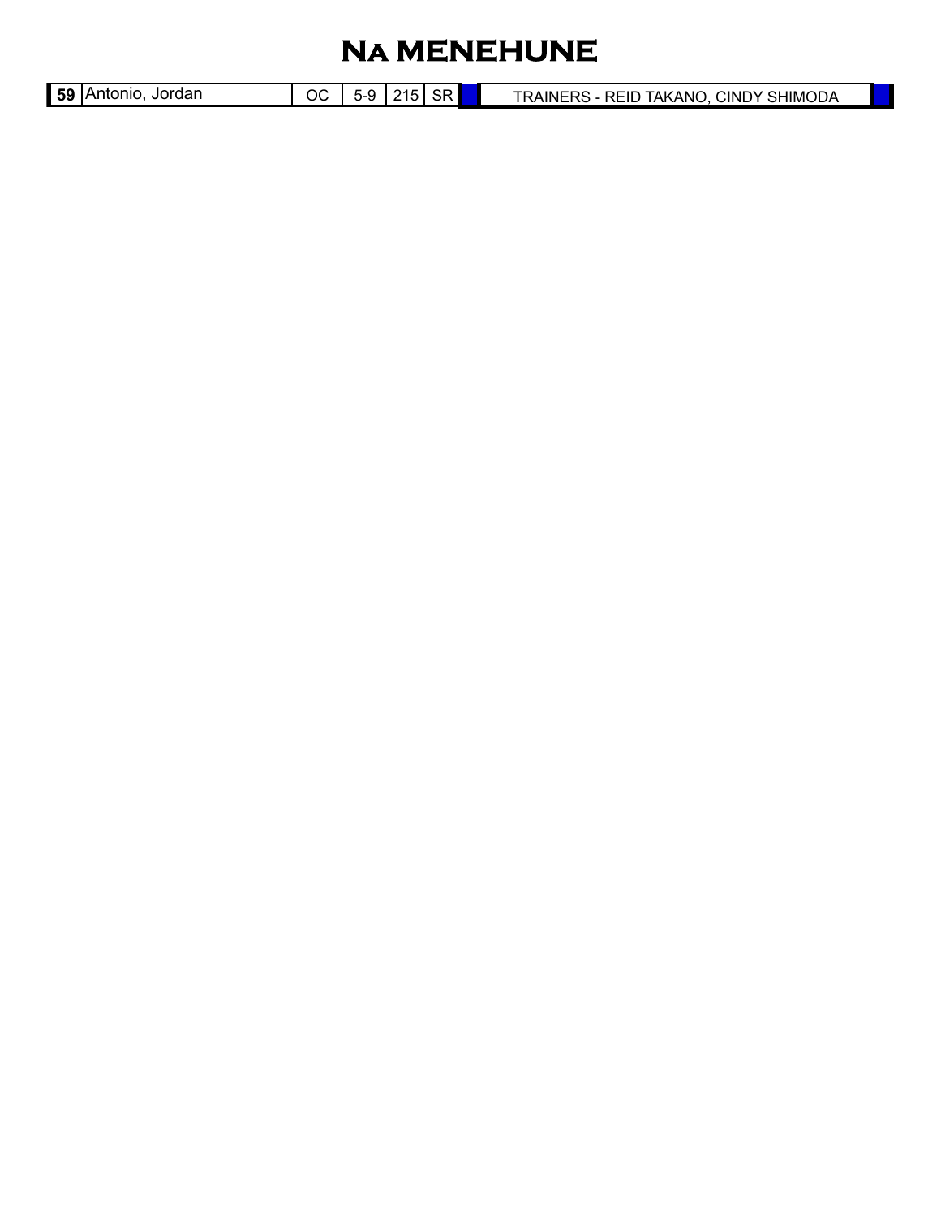# Na MENEHUNE

| | | | | | | | |
|---|---|---|---|---|---|---|---|
| **59** | Antonio, Jordan | OC | 5-9 | 215 | SR | | TRAINERS - REID TAKANO, CINDY SHIMODA |